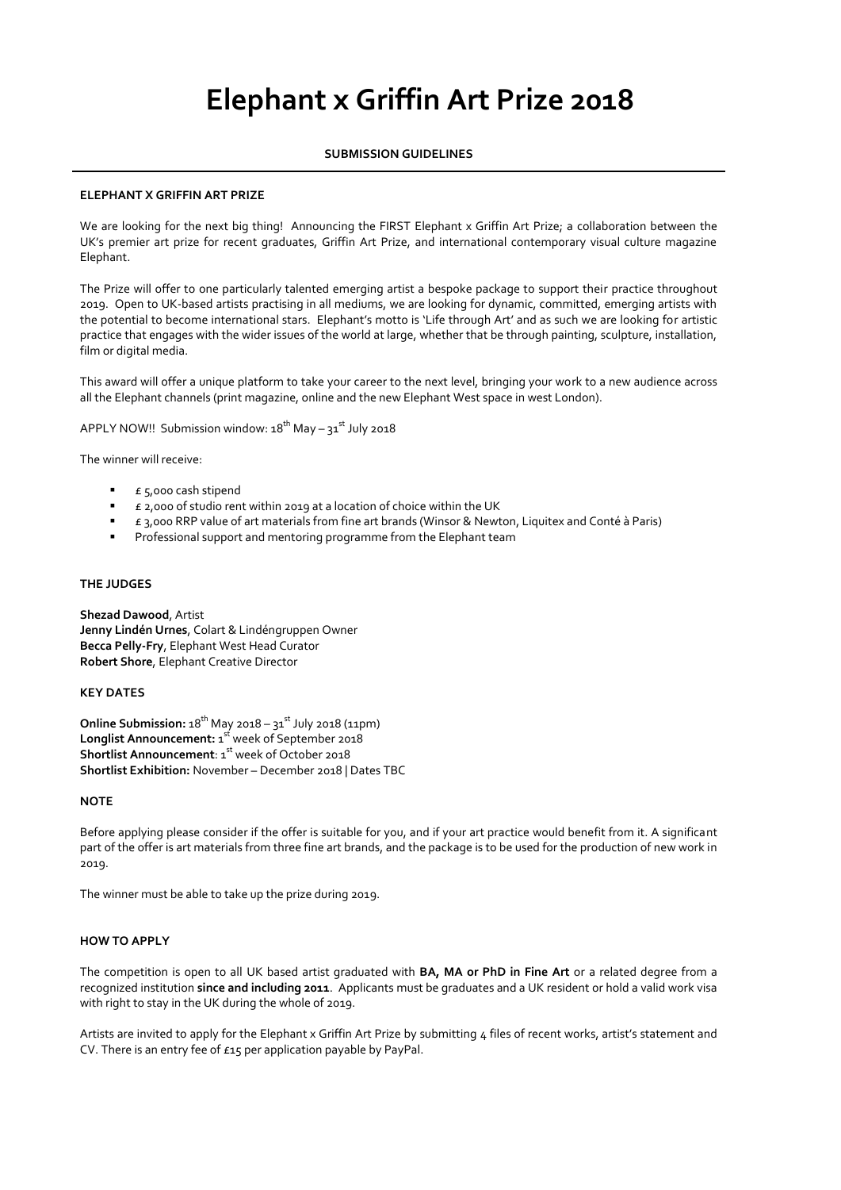# Elephant x Griffin Art Prize 2018

**SUBMISSION GUIDELINES**

---

**ELEPHANT X GRIFFIN ART PRIZE**

We are looking for the next big thing! Announcing the FIRST Elephant x Griffin Art Prize; a collaboration between the UK's premier art prize for recent graduates, Griffin Art Prize, and international contemporary visual culture magazine Elephant.

The Prize will offer to one particularly talented emerging artist a bespoke package to support their practice throughout 2019. Open to UK-based artists practising in all mediums, we are looking for dynamic, committed, emerging artists with the potential to become international stars. Elephant's motto is 'Life through Art' and as such we are looking for artistic practice that engages with the wider issues of the world at large, whether that be through painting, sculpture, installation, film or digital media.

This award will offer a unique platform to take your career to the next level, bringing your work to a new audience across all the Elephant channels (print magazine, online and the new Elephant West space in west London).

APPLY NOW!! Submission window: 18th May – 31st July 2018

The winner will receive:

- £ 5,000 cash stipend
- £ 2,000 of studio rent within 2019 at a location of choice within the UK
- £ 3,000 RRP value of art materials from fine art brands (Winsor & Newton, Liquitex and Conté à Paris)
- Professional support and mentoring programme from the Elephant team

**THE JUDGES**

**Shezad Dawood**, Artist
**Jenny Lindén Urnes**, Colart & Lindéngruppen Owner
**Becca Pelly-Fry**, Elephant West Head Curator
**Robert Shore**, Elephant Creative Director

**KEY DATES**

**Online Submission:** 18th May 2018 – 31st July 2018 (11pm)
**Longlist Announcement:** 1st week of September 2018
**Shortlist Announcement**: 1st week of October 2018
**Shortlist Exhibition:** November – December 2018 | Dates TBC

**NOTE**

Before applying please consider if the offer is suitable for you, and if your art practice would benefit from it. A significant part of the offer is art materials from three fine art brands, and the package is to be used for the production of new work in 2019.

The winner must be able to take up the prize during 2019.

**HOW TO APPLY**

The competition is open to all UK based artist graduated with **BA, MA or PhD in Fine Art** or a related degree from a recognized institution **since and including 2011**. Applicants must be graduates and a UK resident or hold a valid work visa with right to stay in the UK during the whole of 2019.

Artists are invited to apply for the Elephant x Griffin Art Prize by submitting 4 files of recent works, artist's statement and CV. There is an entry fee of £15 per application payable by PayPal.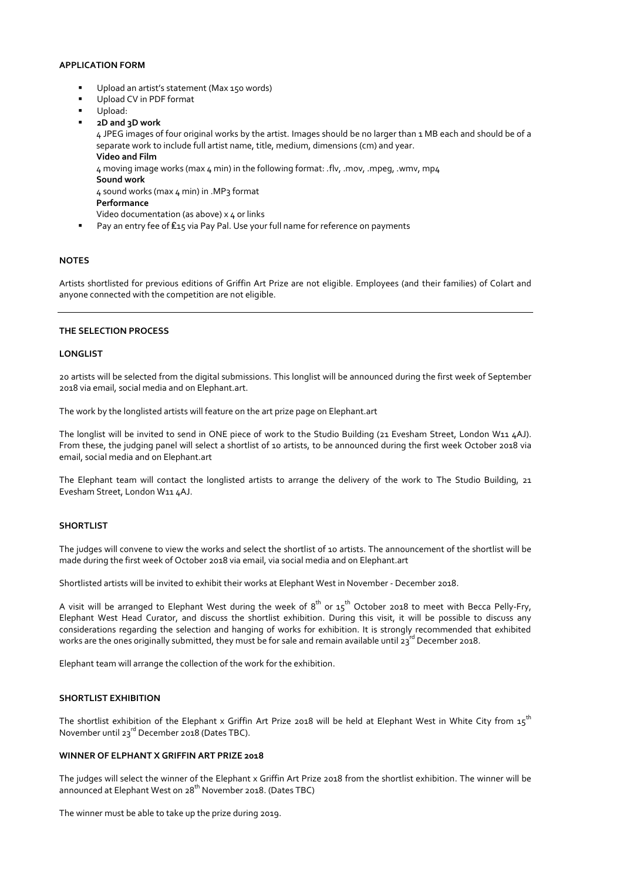**APPLICATION FORM**

- Upload an artist's statement (Max 150 words)
- Upload CV in PDF format
- Upload:
- **2D and 3D work**
  4 JPEG images of four original works by the artist. Images should be no larger than 1 MB each and should be of a separate work to include full artist name, title, medium, dimensions (cm) and year.
  **Video and Film**
  4 moving image works (max 4 min) in the following format: .flv, .mov, .mpeg, .wmv, mp4
  **Sound work**
  4 sound works (max 4 min) in .MP3 format
  **Performance**
  Video documentation (as above) x 4 or links
- Pay an entry fee of £15 via Pay Pal. Use your full name for reference on payments

**NOTES**

Artists shortlisted for previous editions of Griffin Art Prize are not eligible. Employees (and their families) of Colart and anyone connected with the competition are not eligible.

---

**THE SELECTION PROCESS**

**LONGLIST**

20 artists will be selected from the digital submissions. This longlist will be announced during the first week of September 2018 via email, social media and on Elephant.art.

The work by the longlisted artists will feature on the art prize page on Elephant.art

The longlist will be invited to send in ONE piece of work to the Studio Building (21 Evesham Street, London W11 4AJ). From these, the judging panel will select a shortlist of 10 artists, to be announced during the first week October 2018 via email, social media and on Elephant.art

The Elephant team will contact the longlisted artists to arrange the delivery of the work to The Studio Building, 21 Evesham Street, London W11 4AJ.

**SHORTLIST**

The judges will convene to view the works and select the shortlist of 10 artists. The announcement of the shortlist will be made during the first week of October 2018 via email, via social media and on Elephant.art

Shortlisted artists will be invited to exhibit their works at Elephant West in November - December 2018.

A visit will be arranged to Elephant West during the week of 8th or 15th October 2018 to meet with Becca Pelly-Fry, Elephant West Head Curator, and discuss the shortlist exhibition. During this visit, it will be possible to discuss any considerations regarding the selection and hanging of works for exhibition. It is strongly recommended that exhibited works are the ones originally submitted, they must be for sale and remain available until 23rd December 2018.

Elephant team will arrange the collection of the work for the exhibition.

**SHORTLIST EXHIBITION**

The shortlist exhibition of the Elephant x Griffin Art Prize 2018 will be held at Elephant West in White City from 15th November until 23rd December 2018 (Dates TBC).

**WINNER OF ELPHANT X GRIFFIN ART PRIZE 2018**

The judges will select the winner of the Elephant x Griffin Art Prize 2018 from the shortlist exhibition. The winner will be announced at Elephant West on 28th November 2018. (Dates TBC)

The winner must be able to take up the prize during 2019.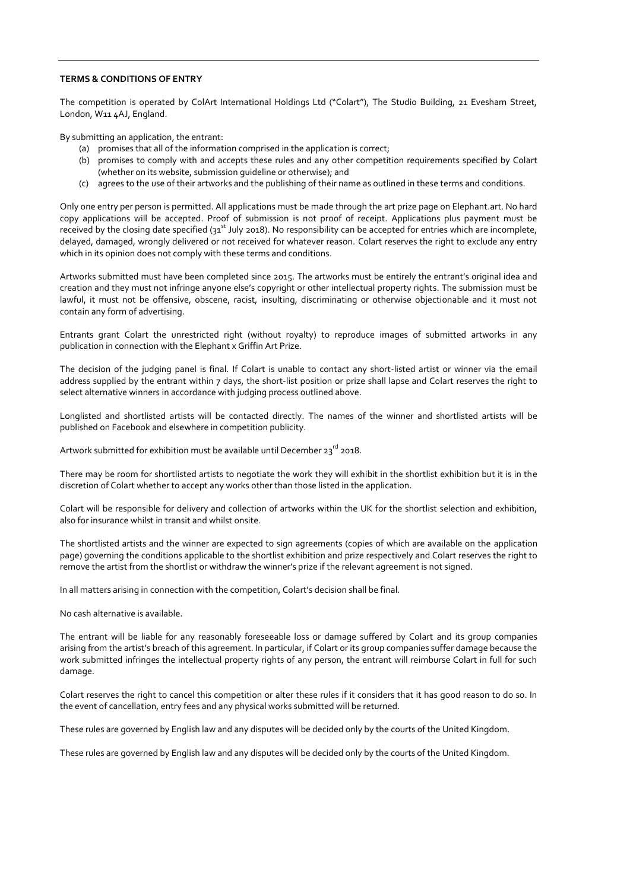**TERMS & CONDITIONS OF ENTRY**

The competition is operated by ColArt International Holdings Ltd ("Colart"), The Studio Building, 21 Evesham Street, London, W11 4AJ, England.

By submitting an application, the entrant:

(a) promises that all of the information comprised in the application is correct;

(b) promises to comply with and accepts these rules and any other competition requirements specified by Colart (whether on its website, submission guideline or otherwise); and

(c) agrees to the use of their artworks and the publishing of their name as outlined in these terms and conditions.

Only one entry per person is permitted. All applications must be made through the art prize page on Elephant.art. No hard copy applications will be accepted. Proof of submission is not proof of receipt. Applications plus payment must be received by the closing date specified (31st July 2018). No responsibility can be accepted for entries which are incomplete, delayed, damaged, wrongly delivered or not received for whatever reason. Colart reserves the right to exclude any entry which in its opinion does not comply with these terms and conditions.

Artworks submitted must have been completed since 2015. The artworks must be entirely the entrant's original idea and creation and they must not infringe anyone else's copyright or other intellectual property rights. The submission must be lawful, it must not be offensive, obscene, racist, insulting, discriminating or otherwise objectionable and it must not contain any form of advertising.

Entrants grant Colart the unrestricted right (without royalty) to reproduce images of submitted artworks in any publication in connection with the Elephant x Griffin Art Prize.

The decision of the judging panel is final. If Colart is unable to contact any short-listed artist or winner via the email address supplied by the entrant within 7 days, the short-list position or prize shall lapse and Colart reserves the right to select alternative winners in accordance with judging process outlined above.

Longlisted and shortlisted artists will be contacted directly. The names of the winner and shortlisted artists will be published on Facebook and elsewhere in competition publicity.

Artwork submitted for exhibition must be available until December 23rd 2018.

There may be room for shortlisted artists to negotiate the work they will exhibit in the shortlist exhibition but it is in the discretion of Colart whether to accept any works other than those listed in the application.

Colart will be responsible for delivery and collection of artworks within the UK for the shortlist selection and exhibition, also for insurance whilst in transit and whilst onsite.

The shortlisted artists and the winner are expected to sign agreements (copies of which are available on the application page) governing the conditions applicable to the shortlist exhibition and prize respectively and Colart reserves the right to remove the artist from the shortlist or withdraw the winner's prize if the relevant agreement is not signed.

In all matters arising in connection with the competition, Colart's decision shall be final.

No cash alternative is available.

The entrant will be liable for any reasonably foreseeable loss or damage suffered by Colart and its group companies arising from the artist's breach of this agreement. In particular, if Colart or its group companies suffer damage because the work submitted infringes the intellectual property rights of any person, the entrant will reimburse Colart in full for such damage.

Colart reserves the right to cancel this competition or alter these rules if it considers that it has good reason to do so. In the event of cancellation, entry fees and any physical works submitted will be returned.

These rules are governed by English law and any disputes will be decided only by the courts of the United Kingdom.

These rules are governed by English law and any disputes will be decided only by the courts of the United Kingdom.